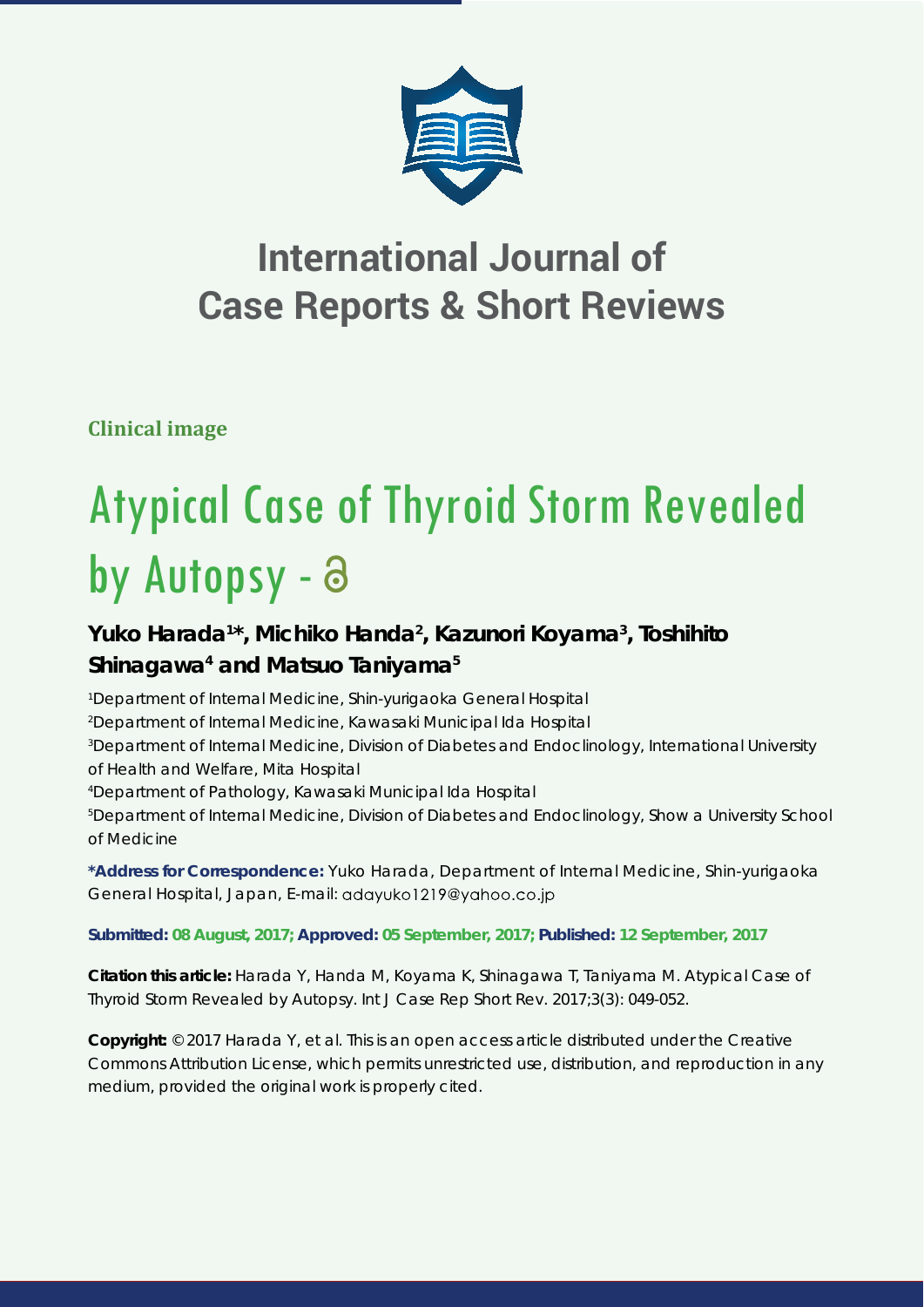# International Journal of Case Reports & Short Reviews

**Clinical image**

# Atypical Case of Thyroid Storm Revealed by Autopsy -

## Yuko Harada[1]*, Michiko Handa[2], Kazunori Koyama[3], Toshihito Shinagawa[4] and Matsuo Taniyama[5]

[1]Department of Internal Medicine, Shin-yurigaoka General Hospital

[2]Department of Internal Medicine, Kawasaki Municipal Ida Hospital

[3]Department of Internal Medicine, Division of Diabetes and Endoclinology, International University of Health and Welfare, Mita Hospital

[4]Department of Pathology, Kawasaki Municipal Ida Hospital

[5]Department of Internal Medicine, Division of Diabetes and Endoclinology, Show a University School of Medicine

**\*Address for Correspondence:** Yuko Harada, Department of Internal Medicine, Shin-yurigaoka General Hospital, Japan, E-mail: adayuko1219@yahoo.co.jp

**Submitted: 08 August, 2017; Approved: 05 September, 2017; Published: 12 September, 2017**

**Citation this article:** Harada Y, Handa M, Koyama K, Shinagawa T, Taniyama M. Atypical Case of Thyroid Storm Revealed by Autopsy. Int J Case Rep Short Rev. 2017;3(3): 049-052.

**Copyright:** © 2017 Harada Y, et al. This is an open access article distributed under the Creative Commons Attribution License, which permits unrestricted use, distribution, and reproduction in any medium, provided the original work is properly cited.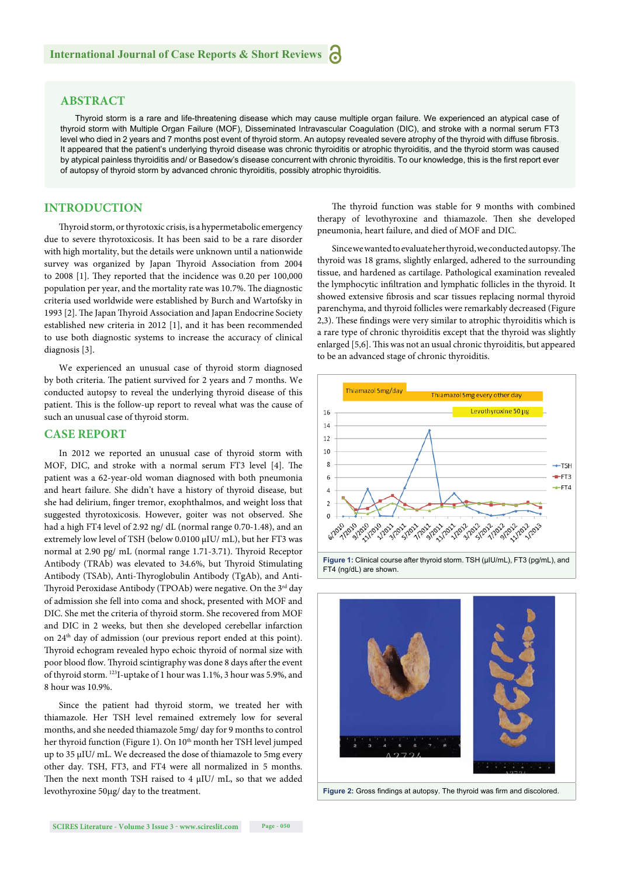## ABSTRACT

Thyroid storm is a rare and life-threatening disease which may cause multiple organ failure. We experienced an atypical case of thyroid storm with Multiple Organ Failure (MOF), Disseminated Intravascular Coagulation (DIC), and stroke with a normal serum FT3 level who died in 2 years and 7 months post event of thyroid storm. An autopsy revealed severe atrophy of the thyroid with diffuse fibrosis. It appeared that the patient's underlying thyroid disease was chronic thyroiditis or atrophic thyroiditis, and the thyroid storm was caused by atypical painless thyroiditis and/ or Basedow's disease concurrent with chronic thyroiditis. To our knowledge, this is the first report ever of autopsy of thyroid storm by advanced chronic thyroiditis, possibly atrophic thyroiditis.

## INTRODUCTION

Thyroid storm, or thyrotoxic crisis, is a hypermetabolic emergency due to severe thyrotoxicosis. It has been said to be a rare disorder with high mortality, but the details were unknown until a nationwide survey was organized by Japan Thyroid Association from 2004 to 2008 [1]. They reported that the incidence was 0.20 per 100,000 population per year, and the mortality rate was 10.7%. The diagnostic criteria used worldwide were established by Burch and Wartofsky in 1993 [2]. The Japan Thyroid Association and Japan Endocrine Society established new criteria in 2012 [1], and it has been recommended to use both diagnostic systems to increase the accuracy of clinical diagnosis [3].

We experienced an unusual case of thyroid storm diagnosed by both criteria. The patient survived for 2 years and 7 months. We conducted autopsy to reveal the underlying thyroid disease of this patient. This is the follow-up report to reveal what was the cause of such an unusual case of thyroid storm.

## CASE REPORT

In 2012 we reported an unusual case of thyroid storm with MOF, DIC, and stroke with a normal serum FT3 level [4]. The patient was a 62-year-old woman diagnosed with both pneumonia and heart failure. She didn't have a history of thyroid disease, but she had delirium, finger tremor, exophthalmos, and weight loss that suggested thyrotoxicosis. However, goiter was not observed. She had a high FT4 level of 2.92 ng/ dL (normal range 0.70-1.48), and an extremely low level of TSH (below 0.0100 μIU/ mL), but her FT3 was normal at 2.90 pg/ mL (normal range 1.71-3.71). Thyroid Receptor Antibody (TRAb) was elevated to 34.6%, but Thyroid Stimulating Antibody (TSAb), Anti-Thyroglobulin Antibody (TgAb), and Anti-Thyroid Peroxidase Antibody (TPOAb) were negative. On the 3rd day of admission she fell into coma and shock, presented with MOF and DIC. She met the criteria of thyroid storm. She recovered from MOF and DIC in 2 weeks, but then she developed cerebellar infarction on 24th day of admission (our previous report ended at this point). Thyroid echogram revealed hypo echoic thyroid of normal size with poor blood flow. Thyroid scintigraphy was done 8 days after the event of thyroid storm. $^{123}$I-uptake of 1 hour was 1.1%, 3 hour was 5.9%, and 8 hour was 10.9%.

Since the patient had thyroid storm, we treated her with thiamazole. Her TSH level remained extremely low for several months, and she needed thiamazole 5mg/ day for 9 months to control her thyroid function (Figure 1). On 10th month her TSH level jumped up to 35 μIU/ mL. We decreased the dose of thiamazole to 5mg every other day. TSH, FT3, and FT4 were all normalized in 5 months. Then the next month TSH raised to 4 μIU/ mL, so that we added levothyroxine 50μg/ day to the treatment.

The thyroid function was stable for 9 months with combined therapy of levothyroxine and thiamazole. Then she developed pneumonia, heart failure, and died of MOF and DIC.

Since we wanted to evaluate her thyroid, we conducted autopsy. The thyroid was 18 grams, slightly enlarged, adhered to the surrounding tissue, and hardened as cartilage. Pathological examination revealed the lymphocytic infiltration and lymphatic follicles in the thyroid. It showed extensive fibrosis and scar tissues replacing normal thyroid parenchyma, and thyroid follicles were remarkably decreased (Figure 2,3). These findings were very similar to atrophic thyroiditis which is a rare type of chronic thyroiditis except that the thyroid was slightly enlarged [5,6]. This was not an usual chronic thyroiditis, but appeared to be an advanced stage of chronic thyroiditis.

**Figure 1:** Clinical course after thyroid storm. TSH (μIU/mL), FT3 (pg/mL), and FT4 (ng/dL) are shown.

**Figure 2:** Gross findings at autopsy. The thyroid was firm and discolored.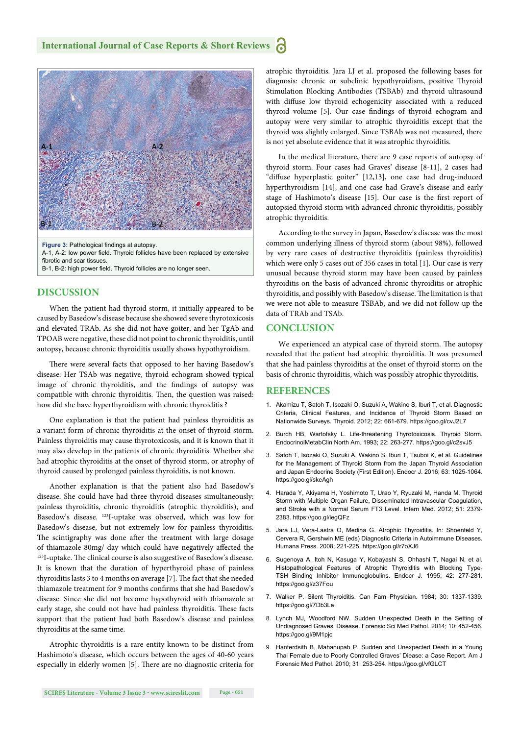Figure 3: Pathological findings at autopsy.
A-1, A-2: low power field. Thyroid follicles have been replaced by extensive fibrotic and scar tissues.
B-1, B-2: high power field. Thyroid follicles are no longer seen.

## DISCUSSION

When the patient had thyroid storm, it initially appeared to be caused by Basedow's disease because she showed severe thyrotoxicosis and elevated TRAb. As she did not have goiter, and her TgAb and TPOAB were negative, these did not point to chronic thyroiditis, until autopsy, because chronic thyroiditis usually shows hypothyroidism.

There were several facts that opposed to her having Basedow's disease: Her TSAb was negative, thyroid echogram showed typical image of chronic thyroiditis, and the findings of autopsy was compatible with chronic thyroiditis. Then, the question was raised: how did she have hyperthyroidism with chronic thyroiditis ?

One explanation is that the patient had painless thyroiditis as a variant form of chronic thyroiditis at the onset of thyroid storm. Painless thyroiditis may cause thyrotoxicosis, and it is known that it may also develop in the patients of chronic thyroiditis. Whether she had atrophic thyroiditis at the onset of thyroid storm, or atrophy of thyroid caused by prolonged painless thyroiditis, is not known.

Another explanation is that the patient also had Basedow's disease. She could have had three thyroid diseases simultaneously: painless thyroiditis, chronic thyroiditis (atrophic thyroiditis), and Basedow's disease. $^{123}$I-uptake was observed, which was low for Basedow's disease, but not extremely low for painless thyroiditis. The scintigraphy was done after the treatment with large dosage of thiamazole 80mg/ day which could have negatively affected the $^{123}$I-uptake. The clinical course is also suggestive of Basedow's disease. It is known that the duration of hyperthyroid phase of painless thyroiditis lasts 3 to 4 months on average [7]. The fact that she needed thiamazole treatment for 9 months confirms that she had Basedow's disease. Since she did not become hypothyroid with thiamazole at early stage, she could not have had painless thyroiditis. These facts support that the patient had both Basedow's disease and painless thyroiditis at the same time.

Atrophic thyroiditis is a rare entity known to be distinct from Hashimoto's disease, which occurs between the ages of 40-60 years especially in elderly women [5]. There are no diagnostic criteria for atrophic thyroiditis. Jara LJ et al. proposed the following bases for diagnosis: chronic or subclinic hypothyroidism, positive Thyroid Stimulation Blocking Antibodies (TSBAb) and thyroid ultrasound with diffuse low thyroid echogenicity associated with a reduced thyroid volume [5]. Our case findings of thyroid echogram and autopsy were very similar to atrophic thyroiditis except that the thyroid was slightly enlarged. Since TSBAb was not measured, there is not yet absolute evidence that it was atrophic thyroiditis.

In the medical literature, there are 9 case reports of autopsy of thyroid storm. Four cases had Graves' disease [8-11], 2 cases had "diffuse hyperplastic goiter" [12,13], one case had drug-induced hyperthyroidism [14], and one case had Grave's disease and early stage of Hashimoto's disease [15]. Our case is the first report of autopsied thyroid storm with advanced chronic thyroiditis, possibly atrophic thyroiditis.

According to the survey in Japan, Basedow's disease was the most common underlying illness of thyroid storm (about 98%), followed by very rare cases of destructive thyroiditis (painless thyroiditis) which were only 5 cases out of 356 cases in total [1]. Our case is very unusual because thyroid storm may have been caused by painless thyroiditis on the basis of advanced chronic thyroiditis or atrophic thyroiditis, and possibly with Basedow's disease. The limitation is that we were not able to measure TSBAb, and we did not follow-up the data of TRAb and TSAb.

## CONCLUSION

We experienced an atypical case of thyroid storm. The autopsy revealed that the patient had atrophic thyroiditis. It was presumed that she had painless thyroiditis at the onset of thyroid storm on the basis of chronic thyroiditis, which was possibly atrophic thyroiditis.

## REFERENCES

1. Akamizu T, Satoh T, Isozaki O, Suzuki A, Wakino S, Iburi T, et al. Diagnostic Criteria, Clinical Features, and Incidence of Thyroid Storm Based on Nationwide Surveys. Thyroid. 2012; 22: 661-679. https://goo.gl/cvJ2L7
2. Burch HB, Wartofsky L. Life-threatening Thyrotoxicosis. Thyroid Storm. EndocrinolMetabClin North Am. 1993; 22: 263-277. https://goo.gl/c2svJ5
3. Satoh T, Isozaki O, Suzuki A, Wakino S, Iburi T, Tsuboi K, et al. Guidelines for the Management of Thyroid Storm from the Japan Thyroid Association and Japan Endocrine Society (First Edition). Endocr J. 2016; 63: 1025-1064. https://goo.gl/skeAgh
4. Harada Y, Akiyama H, Yoshimoto T, Urao Y, Ryuzaki M, Handa M. Thyroid Storm with Multiple Organ Failure, Disseminated Intravascular Coagulation, and Stroke with a Normal Serum FT3 Level. Intern Med. 2012; 51: 2379-2383. https://goo.gl/iegQFz
5. Jara LJ, Vera-Lastra O, Medina G. Atrophic Thyroiditis. In: Shoenfeld Y, Cervera R, Gershwin ME (eds) Diagnostic Criteria in Autoimmune Diseases. Humana Press. 2008; 221-225. https://goo.gl/r7oXJ6
6. Sugenoya A, Itoh N, Kasuga Y, Kobayashi S, Ohhashi T, Nagai N, et al. Histopathological Features of Atrophic Thyroiditis with Blocking Type-TSH Binding Inhibitor Immunoglobulins. Endocr J. 1995; 42: 277-281. https://goo.gl/z37Fou
7. Walker P. Silent Thyroiditis. Can Fam Physician. 1984; 30: 1337-1339. https://goo.gl/7Db3Le
8. Lynch MJ, Woodford NW. Sudden Unexpected Death in the Setting of Undiagnosed Graves' Disease. Forensic Sci Med Pathol. 2014; 10: 452-456. https://goo.gl/9M1pjc
9. Hanterdsith B, Mahanupab P. Sudden and Unexpected Death in a Young Thai Female due to Poorly Controlled Graves' Diease: a Case Report. Am J Forensic Med Pathol. 2010; 31: 253-254. https://goo.gl/vfGLCT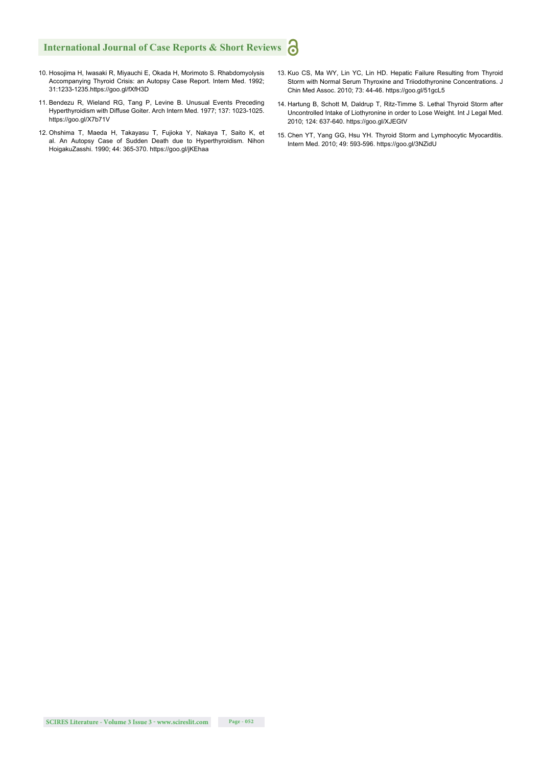10. Hosojima H, Iwasaki R, Miyauchi E, Okada H, Morimoto S. Rhabdomyolysis Accompanying Thyroid Crisis: an Autopsy Case Report. Intern Med. 1992; 31:1233-1235.https://goo.gl/fXfH3D

11. Bendezu R, Wieland RG, Tang P, Levine B. Unusual Events Preceding Hyperthyroidism with Diffuse Goiter. Arch Intern Med. 1977; 137: 1023-1025. https://goo.gl/X7b71V

12. Ohshima T, Maeda H, Takayasu T, Fujioka Y, Nakaya T, Saito K, et al. An Autopsy Case of Sudden Death due to Hyperthyroidism. Nihon HoigakuZasshi. 1990; 44: 365-370. https://goo.gl/jKEhaa

13. Kuo CS, Ma WY, Lin YC, Lin HD. Hepatic Failure Resulting from Thyroid Storm with Normal Serum Thyroxine and Triiodothyronine Concentrations. J Chin Med Assoc. 2010; 73: 44-46. https://goo.gl/51gcL5

14. Hartung B, Schott M, Daldrup T, Ritz-Timme S. Lethal Thyroid Storm after Uncontrolled Intake of Liothyronine in order to Lose Weight. Int J Legal Med. 2010; 124: 637-640. https://goo.gl/XJEGtV

15. Chen YT, Yang GG, Hsu YH. Thyroid Storm and Lymphocytic Myocarditis. Intern Med. 2010; 49: 593-596. https://goo.gl/3NZidU